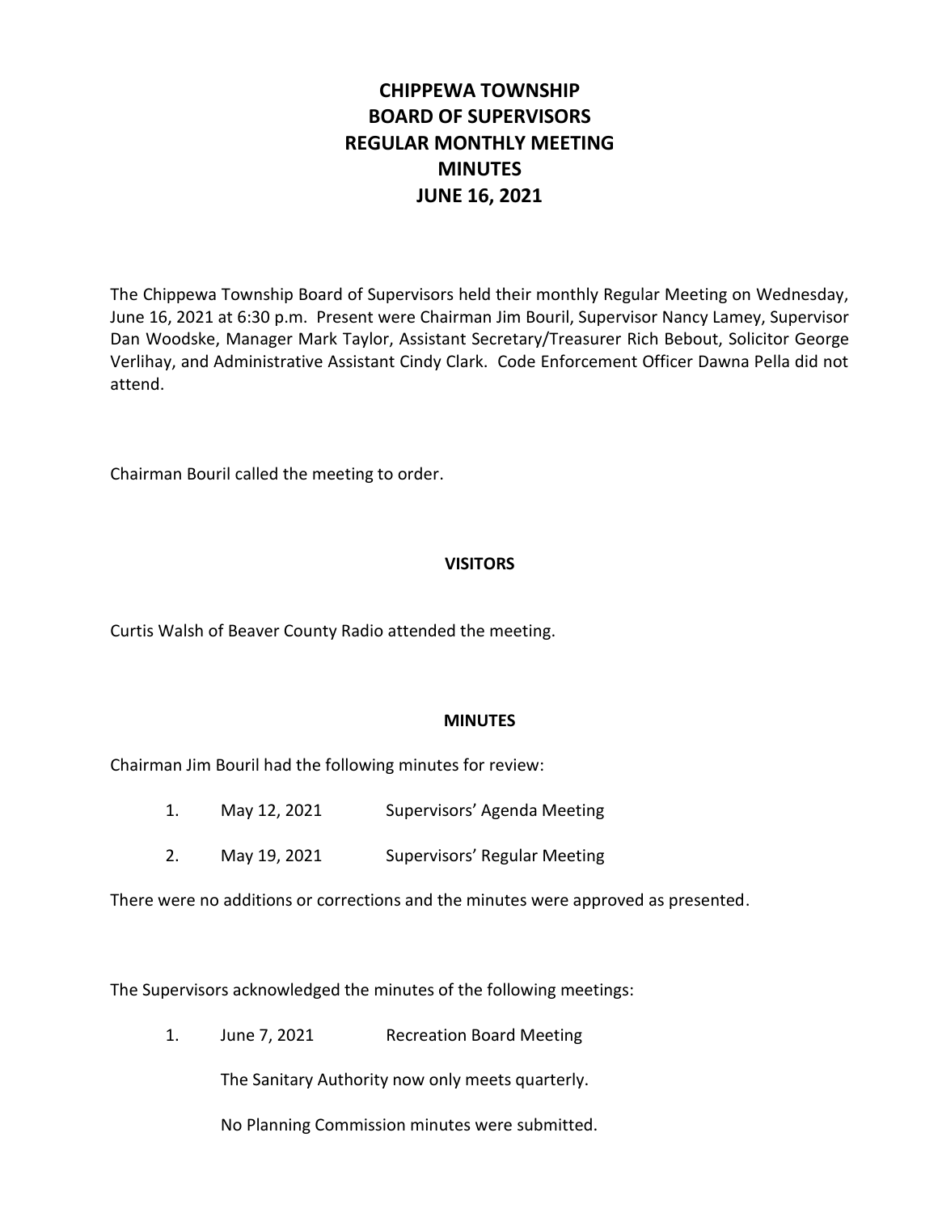# CHIPPEWA TOWNSHIP
# BOARD OF SUPERVISORS
# REGULAR MONTHLY MEETING
# MINUTES
# JUNE 16, 2021

The Chippewa Township Board of Supervisors held their monthly Regular Meeting on Wednesday, June 16, 2021 at 6:30 p.m. Present were Chairman Jim Bouril, Supervisor Nancy Lamey, Supervisor Dan Woodske, Manager Mark Taylor, Assistant Secretary/Treasurer Rich Bebout, Solicitor George Verlihay, and Administrative Assistant Cindy Clark. Code Enforcement Officer Dawna Pella did not attend.

Chairman Bouril called the meeting to order.

**VISITORS**

Curtis Walsh of Beaver County Radio attended the meeting.

**MINUTES**

Chairman Jim Bouril had the following minutes for review:

1. May 12, 2021 Supervisors' Agenda Meeting
2. May 19, 2021 Supervisors' Regular Meeting

There were no additions or corrections and the minutes were approved as presented.

The Supervisors acknowledged the minutes of the following meetings:

1. June 7, 2021 Recreation Board Meeting

   The Sanitary Authority now only meets quarterly.

   No Planning Commission minutes were submitted.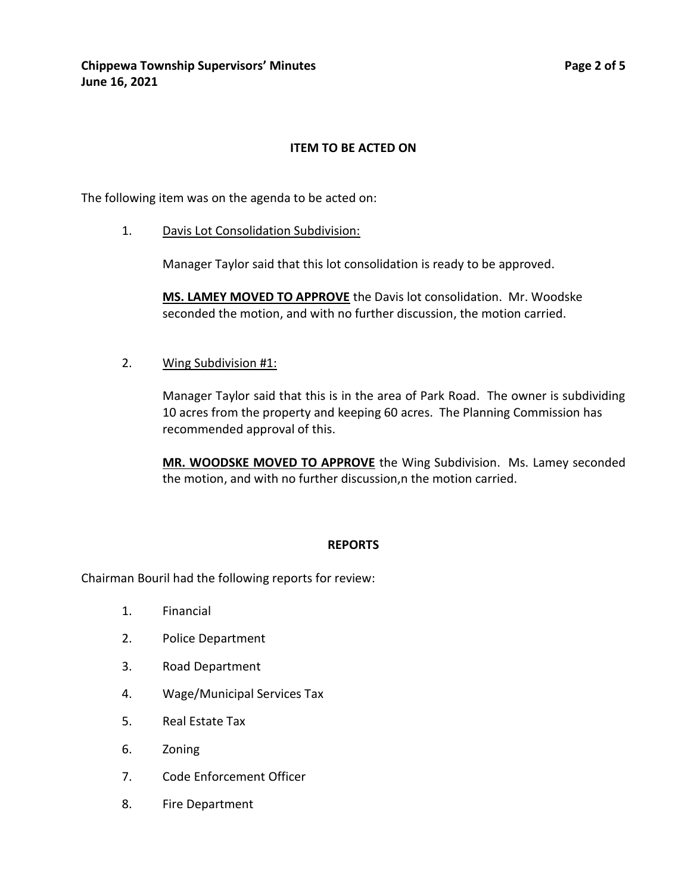## ITEM TO BE ACTED ON

The following item was on the agenda to be acted on:

1. Davis Lot Consolidation Subdivision:

   Manager Taylor said that this lot consolidation is ready to be approved.

   **MS. LAMEY MOVED TO APPROVE** the Davis lot consolidation. Mr. Woodske seconded the motion, and with no further discussion, the motion carried.

2. Wing Subdivision #1:

   Manager Taylor said that this is in the area of Park Road. The owner is subdividing 10 acres from the property and keeping 60 acres. The Planning Commission has recommended approval of this.

   **MR. WOODSKE MOVED TO APPROVE** the Wing Subdivision. Ms. Lamey seconded the motion, and with no further discussion,n the motion carried.

## REPORTS

Chairman Bouril had the following reports for review:

1. Financial
2. Police Department
3. Road Department
4. Wage/Municipal Services Tax
5. Real Estate Tax
6. Zoning
7. Code Enforcement Officer
8. Fire Department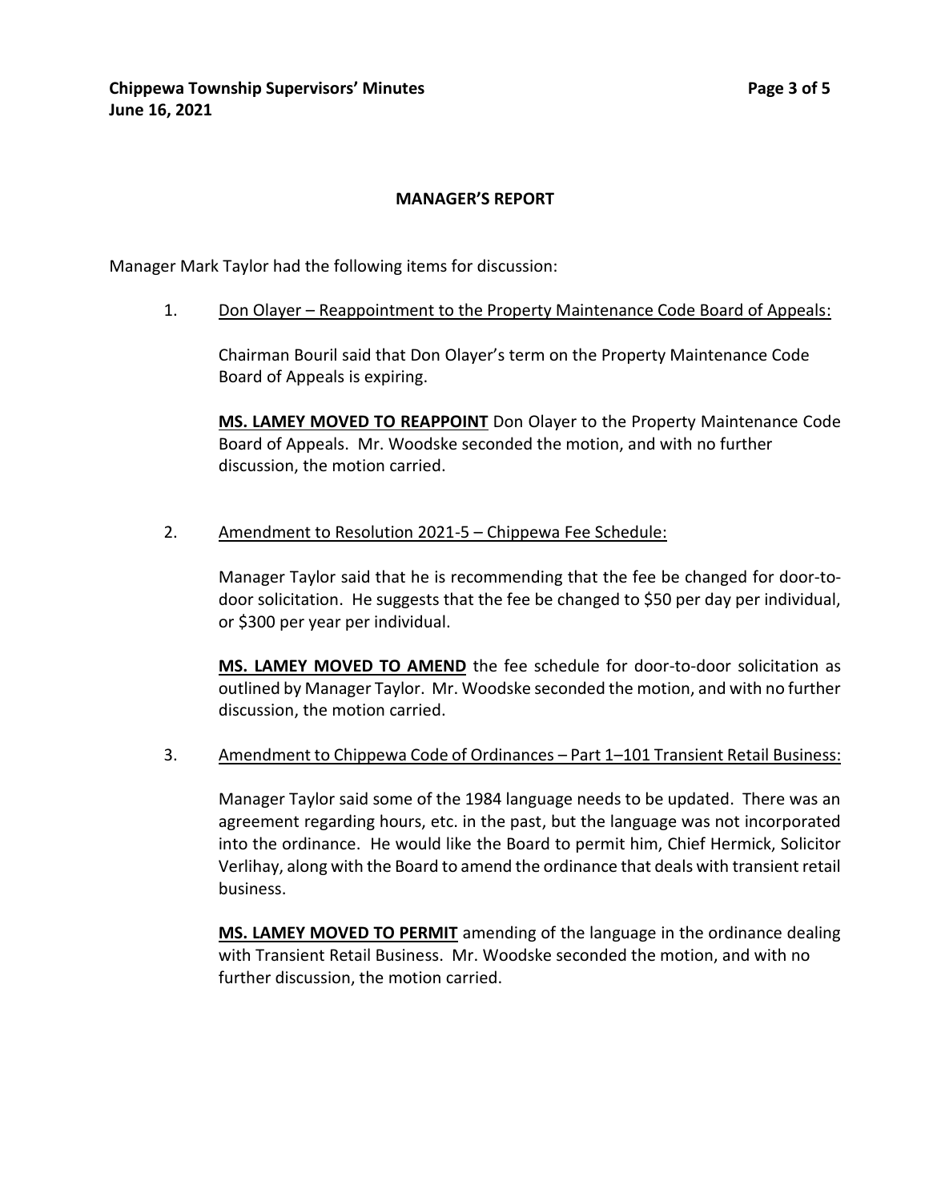## MANAGER'S REPORT

Manager Mark Taylor had the following items for discussion:

1. Don Olayer – Reappointment to the Property Maintenance Code Board of Appeals:

   Chairman Bouril said that Don Olayer's term on the Property Maintenance Code Board of Appeals is expiring.

   **MS. LAMEY MOVED TO REAPPOINT** Don Olayer to the Property Maintenance Code Board of Appeals. Mr. Woodske seconded the motion, and with no further discussion, the motion carried.

2. Amendment to Resolution 2021-5 – Chippewa Fee Schedule:

   Manager Taylor said that he is recommending that the fee be changed for door-to-door solicitation. He suggests that the fee be changed to $50 per day per individual, or $300 per year per individual.

   **MS. LAMEY MOVED TO AMEND** the fee schedule for door-to-door solicitation as outlined by Manager Taylor. Mr. Woodske seconded the motion, and with no further discussion, the motion carried.

3. Amendment to Chippewa Code of Ordinances – Part 1–101 Transient Retail Business:

   Manager Taylor said some of the 1984 language needs to be updated. There was an agreement regarding hours, etc. in the past, but the language was not incorporated into the ordinance. He would like the Board to permit him, Chief Hermick, Solicitor Verlihay, along with the Board to amend the ordinance that deals with transient retail business.

   **MS. LAMEY MOVED TO PERMIT** amending of the language in the ordinance dealing with Transient Retail Business. Mr. Woodske seconded the motion, and with no further discussion, the motion carried.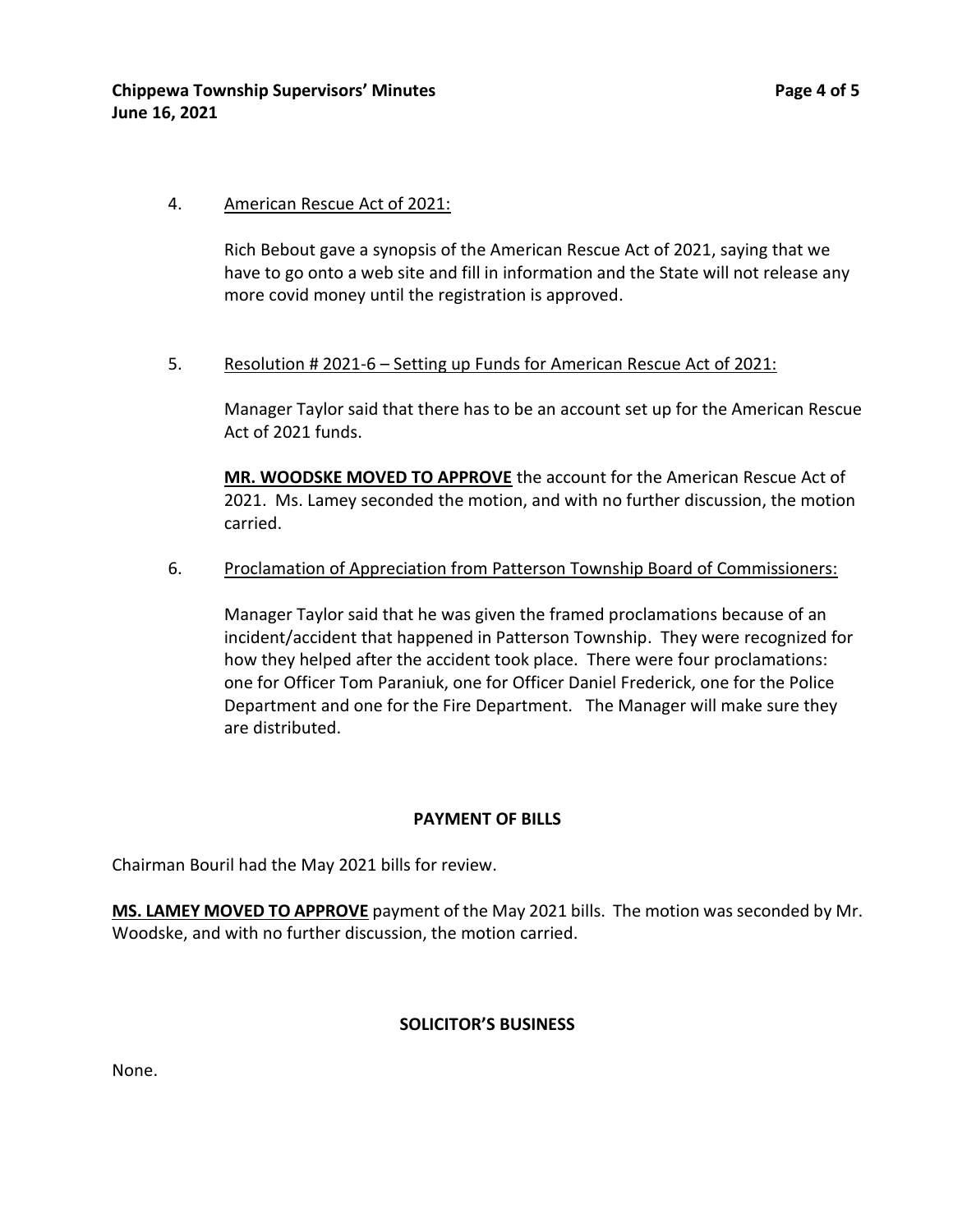4. American Rescue Act of 2021:

   Rich Bebout gave a synopsis of the American Rescue Act of 2021, saying that we have to go onto a web site and fill in information and the State will not release any more covid money until the registration is approved.

5. Resolution # 2021-6 – Setting up Funds for American Rescue Act of 2021:

   Manager Taylor said that there has to be an account set up for the American Rescue Act of 2021 funds.

   **MR. WOODSKE MOVED TO APPROVE** the account for the American Rescue Act of 2021. Ms. Lamey seconded the motion, and with no further discussion, the motion carried.

6. Proclamation of Appreciation from Patterson Township Board of Commissioners:

   Manager Taylor said that he was given the framed proclamations because of an incident/accident that happened in Patterson Township. They were recognized for how they helped after the accident took place. There were four proclamations: one for Officer Tom Paraniuk, one for Officer Daniel Frederick, one for the Police Department and one for the Fire Department. The Manager will make sure they are distributed.

## PAYMENT OF BILLS

Chairman Bouril had the May 2021 bills for review.

**MS. LAMEY MOVED TO APPROVE** payment of the May 2021 bills. The motion was seconded by Mr. Woodske, and with no further discussion, the motion carried.

## SOLICITOR'S BUSINESS

None.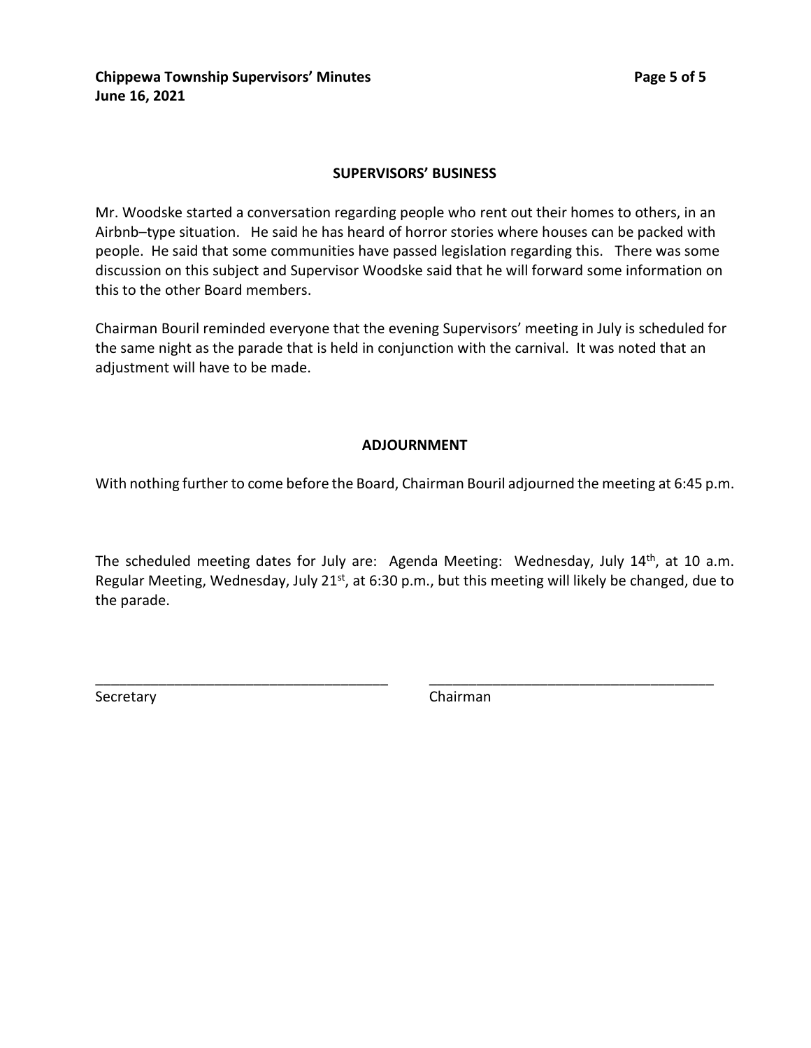## SUPERVISORS' BUSINESS

Mr. Woodske started a conversation regarding people who rent out their homes to others, in an Airbnb–type situation. He said he has heard of horror stories where houses can be packed with people. He said that some communities have passed legislation regarding this. There was some discussion on this subject and Supervisor Woodske said that he will forward some information on this to the other Board members.

Chairman Bouril reminded everyone that the evening Supervisors' meeting in July is scheduled for the same night as the parade that is held in conjunction with the carnival. It was noted that an adjustment will have to be made.

## ADJOURNMENT

With nothing further to come before the Board, Chairman Bouril adjourned the meeting at 6:45 p.m.

The scheduled meeting dates for July are: Agenda Meeting: Wednesday, July 14th, at 10 a.m. Regular Meeting, Wednesday, July 21st, at 6:30 p.m., but this meeting will likely be changed, due to the parade.

_____________________________________ Secretary

_____________________________________ Chairman